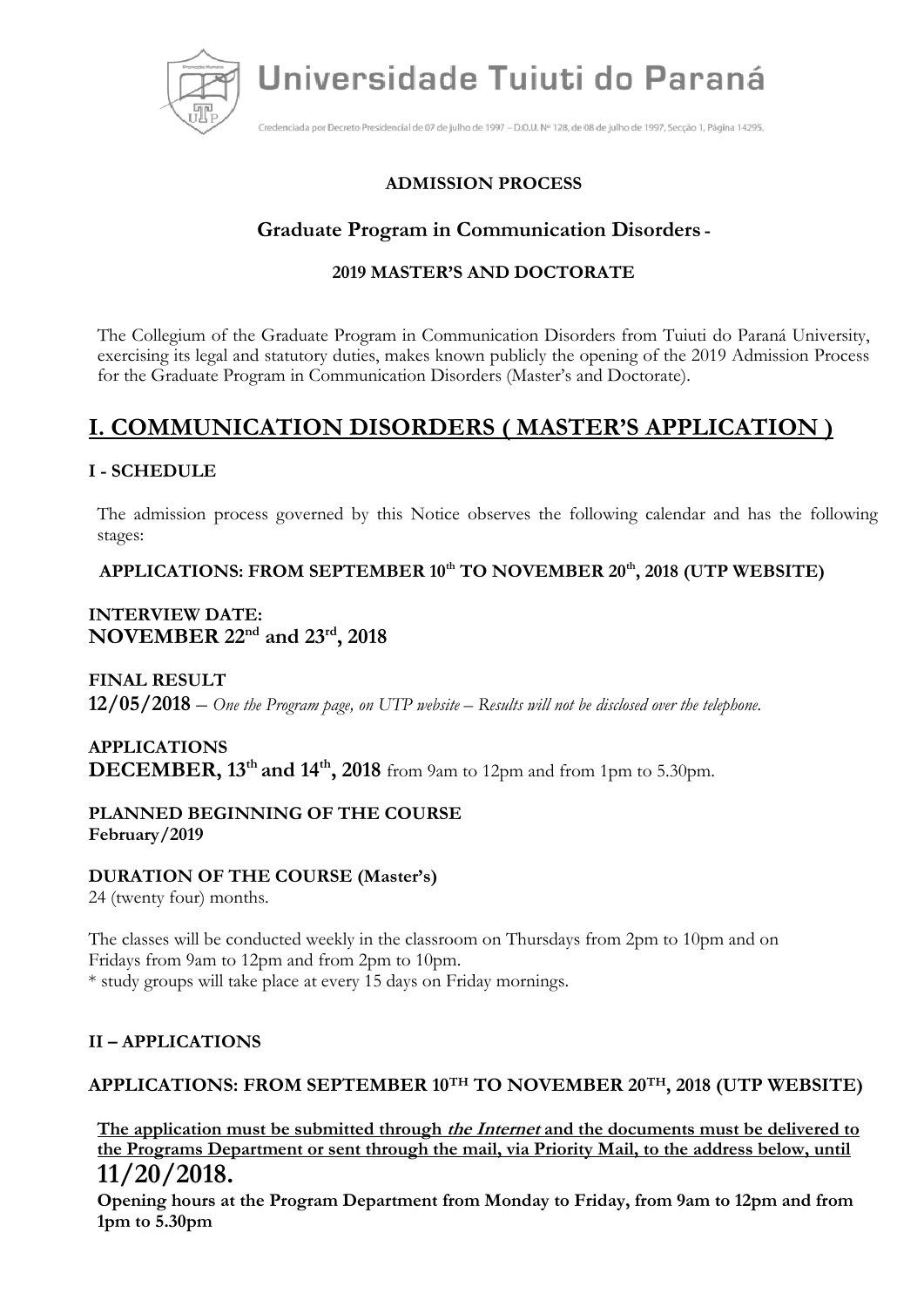# Universidade Tuiuti do Paraná

Credenciada por Decreto Presidencial de 07 de julho de 1997 – D.O.U. Nº 128, de 08 de julho de 1997, Secção 1, Página 14295.

**ADMISSION PROCESS**

**Graduate Program in Communication Disorders -**

**2019 MASTER'S AND DOCTORATE**

The Collegium of the Graduate Program in Communication Disorders from Tuiuti do Paraná University, exercising its legal and statutory duties, makes known publicly the opening of the 2019 Admission Process for the Graduate Program in Communication Disorders (Master's and Doctorate).

## I. COMMUNICATION DISORDERS ( MASTER'S APPLICATION )

### I - SCHEDULE

The admission process governed by this Notice observes the following calendar and has the following stages:

**APPLICATIONS: FROM SEPTEMBER 10th TO NOVEMBER 20th, 2018 (UTP WEBSITE)**

**INTERVIEW DATE:**
**NOVEMBER 22nd and 23rd, 2018**

**FINAL RESULT**
**12/05/2018** – *One the Program page, on UTP website – Results will not be disclosed over the telephone.*

**APPLICATIONS**
**DECEMBER, 13th and 14th, 2018** from 9am to 12pm and from 1pm to 5.30pm.

**PLANNED BEGINNING OF THE COURSE**
**February/2019**

**DURATION OF THE COURSE (Master's)**
24 (twenty four) months.

The classes will be conducted weekly in the classroom on Thursdays from 2pm to 10pm and on Fridays from 9am to 12pm and from 2pm to 10pm.
* study groups will take place at every 15 days on Friday mornings.

### II – APPLICATIONS

**APPLICATIONS: FROM SEPTEMBER 10TH TO NOVEMBER 20TH, 2018 (UTP WEBSITE)**

**The application must be submitted through *the Internet* and the documents must be delivered to the Programs Department or sent through the mail, via Priority Mail, to the address below, until 11/20/2018.**

**Opening hours at the Program Department from Monday to Friday, from 9am to 12pm and from 1pm to 5.30pm**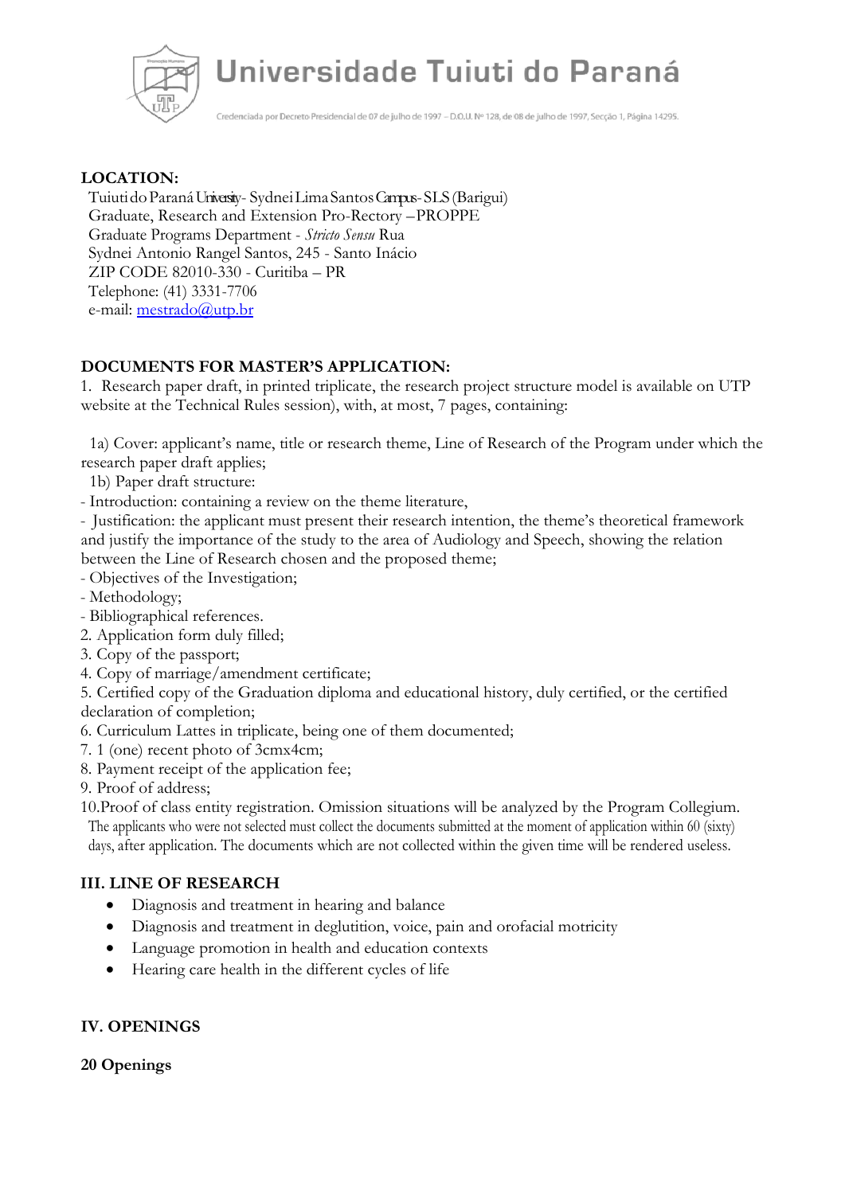**LOCATION:**

Tuiuti do Paraná University - Sydnei Lima Santos Campus - SLS (Barigui)
Graduate, Research and Extension Pro-Rectory – PROPPE
Graduate Programs Department - *Stricto Sensu* Rua
Sydnei Antonio Rangel Santos, 245 - Santo Inácio
ZIP CODE 82010-330 - Curitiba – PR
Telephone: (41) 3331-7706
e-mail: mestrado@utp.br

**DOCUMENTS FOR MASTER'S APPLICATION:**

1. Research paper draft, in printed triplicate, the research project structure model is available on UTP website at the Technical Rules session), with, at most, 7 pages, containing:

1a) Cover: applicant's name, title or research theme, Line of Research of the Program under which the research paper draft applies;

1b) Paper draft structure:

- Introduction: containing a review on the theme literature,
- Justification: the applicant must present their research intention, the theme's theoretical framework and justify the importance of the study to the area of Audiology and Speech, showing the relation between the Line of Research chosen and the proposed theme;
- Objectives of the Investigation;
- Methodology;
- Bibliographical references.

2. Application form duly filled;
3. Copy of the passport;
4. Copy of marriage/amendment certificate;
5. Certified copy of the Graduation diploma and educational history, duly certified, or the certified declaration of completion;
6. Curriculum Lattes in triplicate, being one of them documented;
7. 1 (one) recent photo of 3cmx4cm;
8. Payment receipt of the application fee;
9. Proof of address;
10. Proof of class entity registration. Omission situations will be analyzed by the Program Collegium.

The applicants who were not selected must collect the documents submitted at the moment of application within 60 (sixty) days, after application. The documents which are not collected within the given time will be rendered useless.

**III. LINE OF RESEARCH**

- Diagnosis and treatment in hearing and balance
- Diagnosis and treatment in deglutition, voice, pain and orofacial motricity
- Language promotion in health and education contexts
- Hearing care health in the different cycles of life

**IV. OPENINGS**

**20 Openings**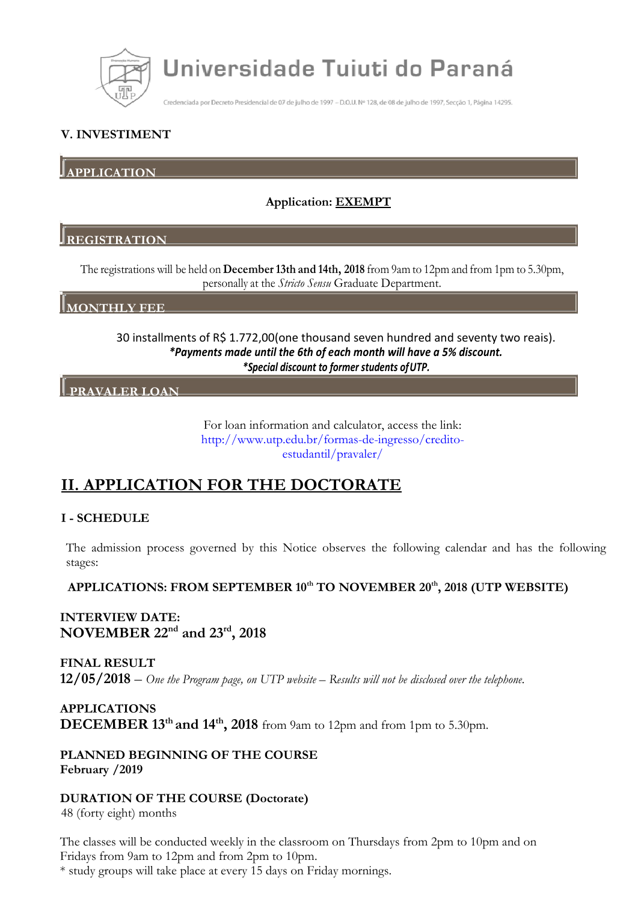### V. INVESTIMENT

#### APPLICATION

**Application: EXEMPT**

#### REGISTRATION

The registrations will be held on **December 13th and 14th, 2018** from 9am to 12pm and from 1pm to 5.30pm, personally at the *Stricto Sensu* Graduate Department.

#### MONTHLY FEE

30 installments of R$ 1.772,00(one thousand seven hundred and seventy two reais).

***Payments made until the 6th of each month will have a 5% discount.***

***Special discount to former students of UTP.***

#### PRAVALER LOAN

For loan information and calculator, access the link:
http://www.utp.edu.br/formas-de-ingresso/credito-estudantil/pravaler/

## II. APPLICATION FOR THE DOCTORATE

### I - SCHEDULE

The admission process governed by this Notice observes the following calendar and has the following stages:

**APPLICATIONS: FROM SEPTEMBER 10th TO NOVEMBER 20th, 2018 (UTP WEBSITE)**

**INTERVIEW DATE:**
**NOVEMBER 22nd and 23rd, 2018**

**FINAL RESULT**
**12/05/2018** – *One the Program page, on UTP website – Results will not be disclosed over the telephone.*

**APPLICATIONS**
**DECEMBER 13th and 14th, 2018** from 9am to 12pm and from 1pm to 5.30pm.

**PLANNED BEGINNING OF THE COURSE**
**February /2019**

**DURATION OF THE COURSE (Doctorate)**
48 (forty eight) months

The classes will be conducted weekly in the classroom on Thursdays from 2pm to 10pm and on Fridays from 9am to 12pm and from 2pm to 10pm.
* study groups will take place at every 15 days on Friday mornings.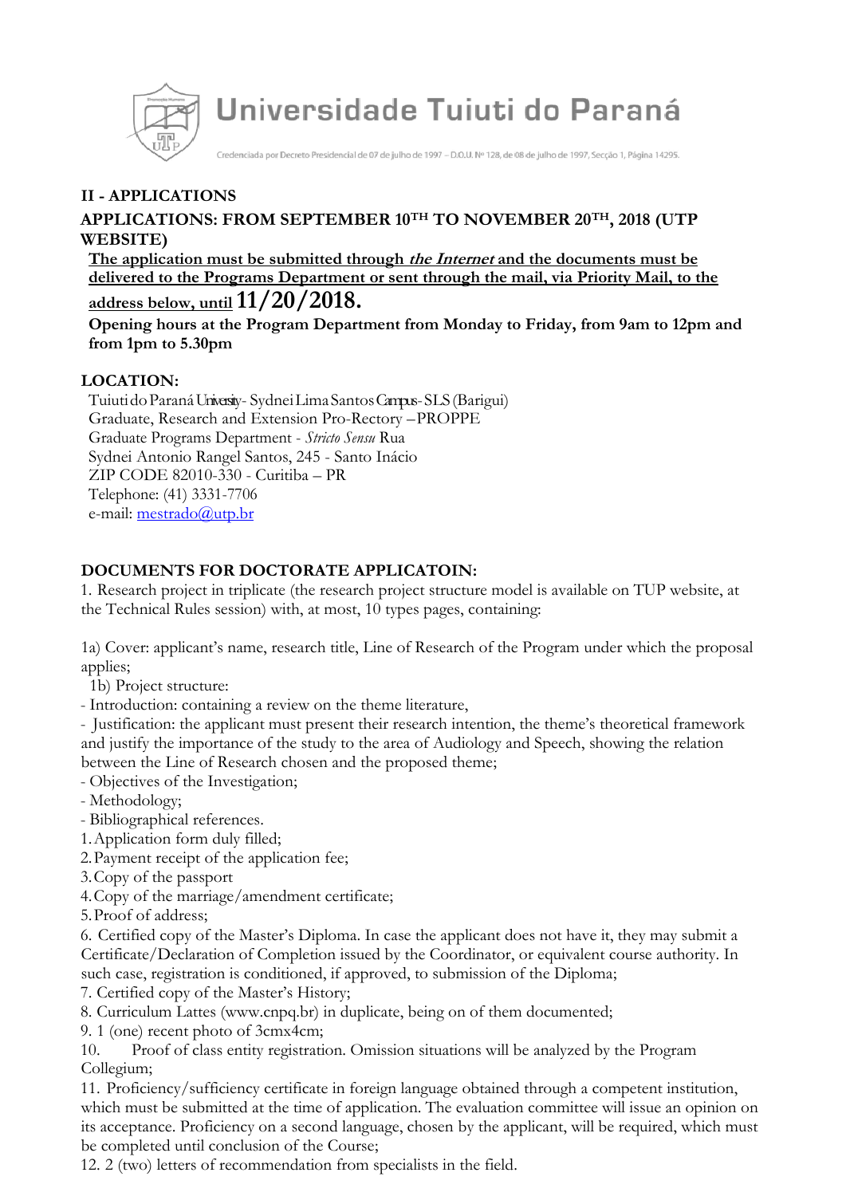## II - APPLICATIONS

**APPLICATIONS: FROM SEPTEMBER 10TH TO NOVEMBER 20TH, 2018 (UTP WEBSITE)**

**The application must be submitted through *the Internet* and the documents must be delivered to the Programs Department or sent through the mail, via Priority Mail, to the address below, until 11/20/2018.**

**Opening hours at the Program Department from Monday to Friday, from 9am to 12pm and from 1pm to 5.30pm**

**LOCATION:**

Tuiuti do Paraná University - Sydnei Lima Santos Campus - SLS (Barigui)
Graduate, Research and Extension Pro-Rectory – PROPPE
Graduate Programs Department - *Stricto Sensu* Rua
Sydnei Antonio Rangel Santos, 245 - Santo Inácio
ZIP CODE 82010-330 - Curitiba – PR
Telephone: (41) 3331-7706
e-mail: mestrado@utp.br

**DOCUMENTS FOR DOCTORATE APPLICATOIN:**

1. Research project in triplicate (the research project structure model is available on TUP website, at the Technical Rules session) with, at most, 10 types pages, containing:

1a) Cover: applicant's name, research title, Line of Research of the Program under which the proposal applies;

1b) Project structure:

- Introduction: containing a review on the theme literature,
- Justification: the applicant must present their research intention, the theme's theoretical framework and justify the importance of the study to the area of Audiology and Speech, showing the relation between the Line of Research chosen and the proposed theme;
- Objectives of the Investigation;
- Methodology;
- Bibliographical references.

1. Application form duly filled;
2. Payment receipt of the application fee;
3. Copy of the passport
4. Copy of the marriage/amendment certificate;
5. Proof of address;
6. Certified copy of the Master's Diploma. In case the applicant does not have it, they may submit a Certificate/Declaration of Completion issued by the Coordinator, or equivalent course authority. In such case, registration is conditioned, if approved, to submission of the Diploma;
7. Certified copy of the Master's History;
8. Curriculum Lattes (www.cnpq.br) in duplicate, being on of them documented;
9. 1 (one) recent photo of 3cmx4cm;
10. Proof of class entity registration. Omission situations will be analyzed by the Program Collegium;
11. Proficiency/sufficiency certificate in foreign language obtained through a competent institution, which must be submitted at the time of application. The evaluation committee will issue an opinion on its acceptance. Proficiency on a second language, chosen by the applicant, will be required, which must be completed until conclusion of the Course;
12. 2 (two) letters of recommendation from specialists in the field.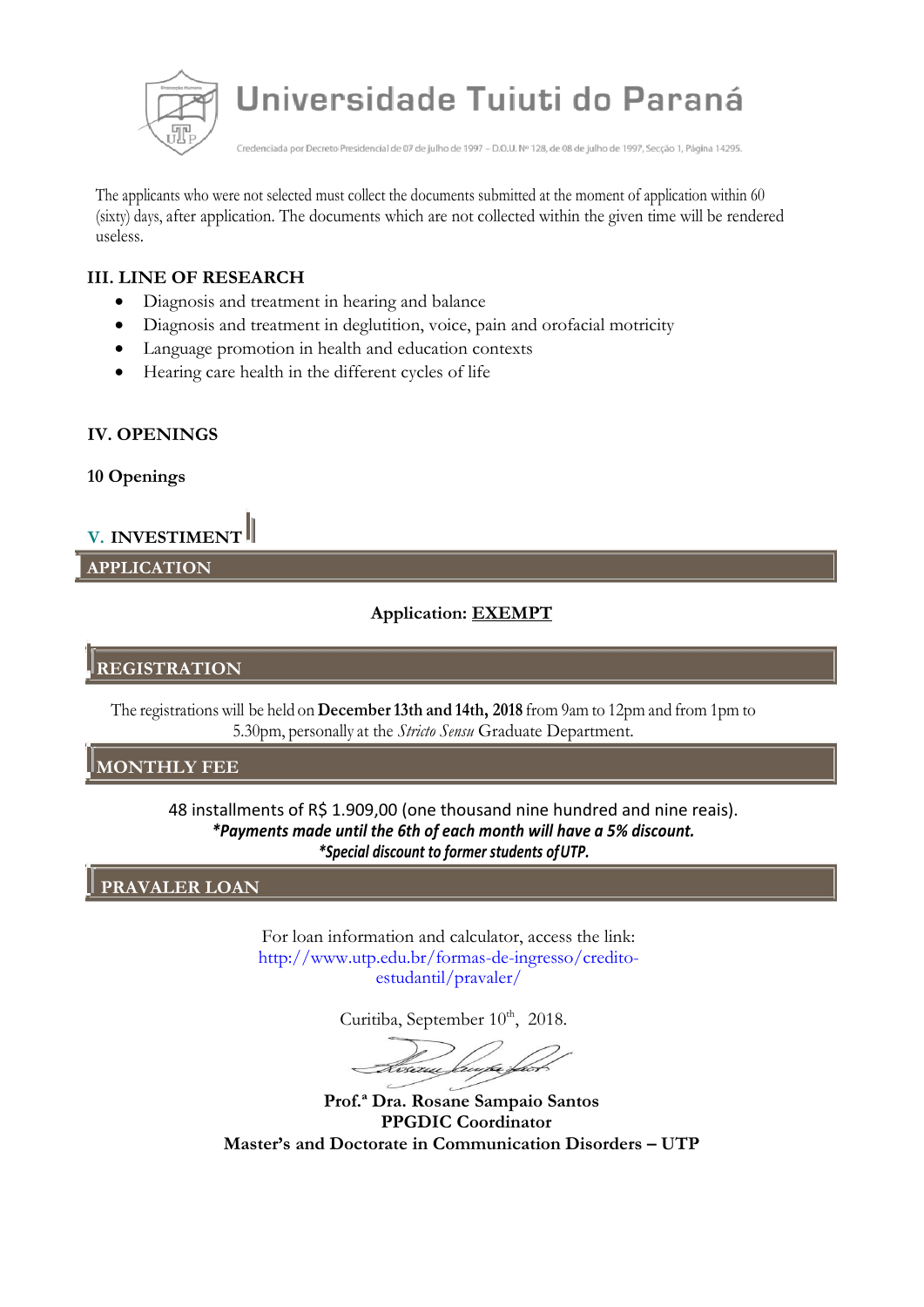The applicants who were not selected must collect the documents submitted at the moment of application within 60 (sixty) days, after application. The documents which are not collected within the given time will be rendered useless.

## III. LINE OF RESEARCH

- Diagnosis and treatment in hearing and balance
- Diagnosis and treatment in deglutition, voice, pain and orofacial motricity
- Language promotion in health and education contexts
- Hearing care health in the different cycles of life

## IV. OPENINGS

**10 Openings**

## V. INVESTIMENT

### APPLICATION

**Application: EXEMPT**

### REGISTRATION

The registrations will be held on **December 13th and 14th, 2018** from 9am to 12pm and from 1pm to 5.30pm, personally at the *Stricto Sensu* Graduate Department.

### MONTHLY FEE

48 installments of R$ 1.909,00 (one thousand nine hundred and nine reais).

***Payments made until the 6th of each month will have a 5% discount.***

***Special discount to former students of UTP.***

### PRAVALER LOAN

For loan information and calculator, access the link:
http://www.utp.edu.br/formas-de-ingresso/credito-estudantil/pravaler/

Curitiba, September 10th, 2018.

**Prof.ª Dra. Rosane Sampaio Santos**
**PPGDIC Coordinator**
**Master's and Doctorate in Communication Disorders – UTP**